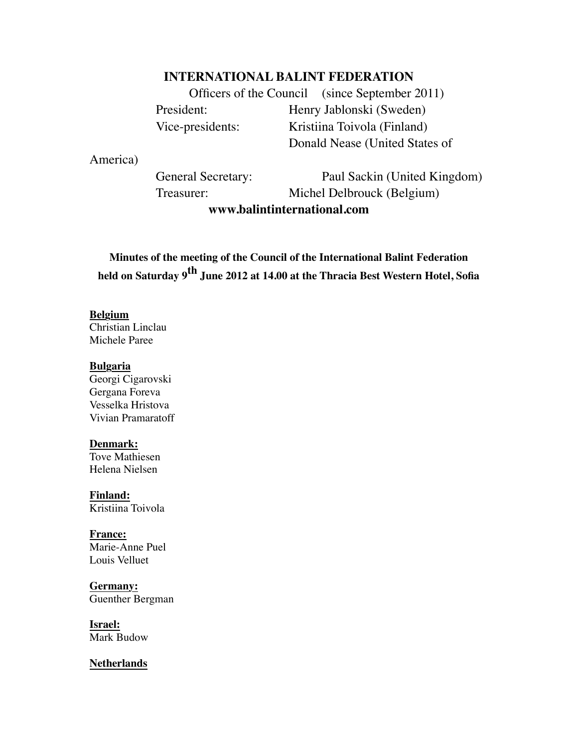# INTERNATIONAL BALINT FEDERATION

Officers of the Council (since September 2011)

| | |
|---|---|
| President: | Henry Jablonski (Sweden) |
| Vice-presidents: | Kristiina Toivola (Finland) |
| | Donald Nease (United States of America) |
| General Secretary: | Paul Sackin (United Kingdom) |
| Treasurer: | Michel Delbrouck (Belgium) |

**www.balintinternational.com**

**Minutes of the meeting of the Council of the International Balint Federation held on Saturday 9th June 2012 at 14.00 at the Thracia Best Western Hotel, Sofia**

**Belgium**
Christian Linclau
Michele Paree

**Bulgaria**
Georgi Cigarovski
Gergana Foreva
Vesselka Hristova
Vivian Pramaratoff

**Denmark:**
Tove Mathiesen
Helena Nielsen

**Finland:**
Kristiina Toivola

**France:**
Marie-Anne Puel
Louis Velluet

**Germany:**
Guenther Bergman

**Israel:**
Mark Budow

**Netherlands**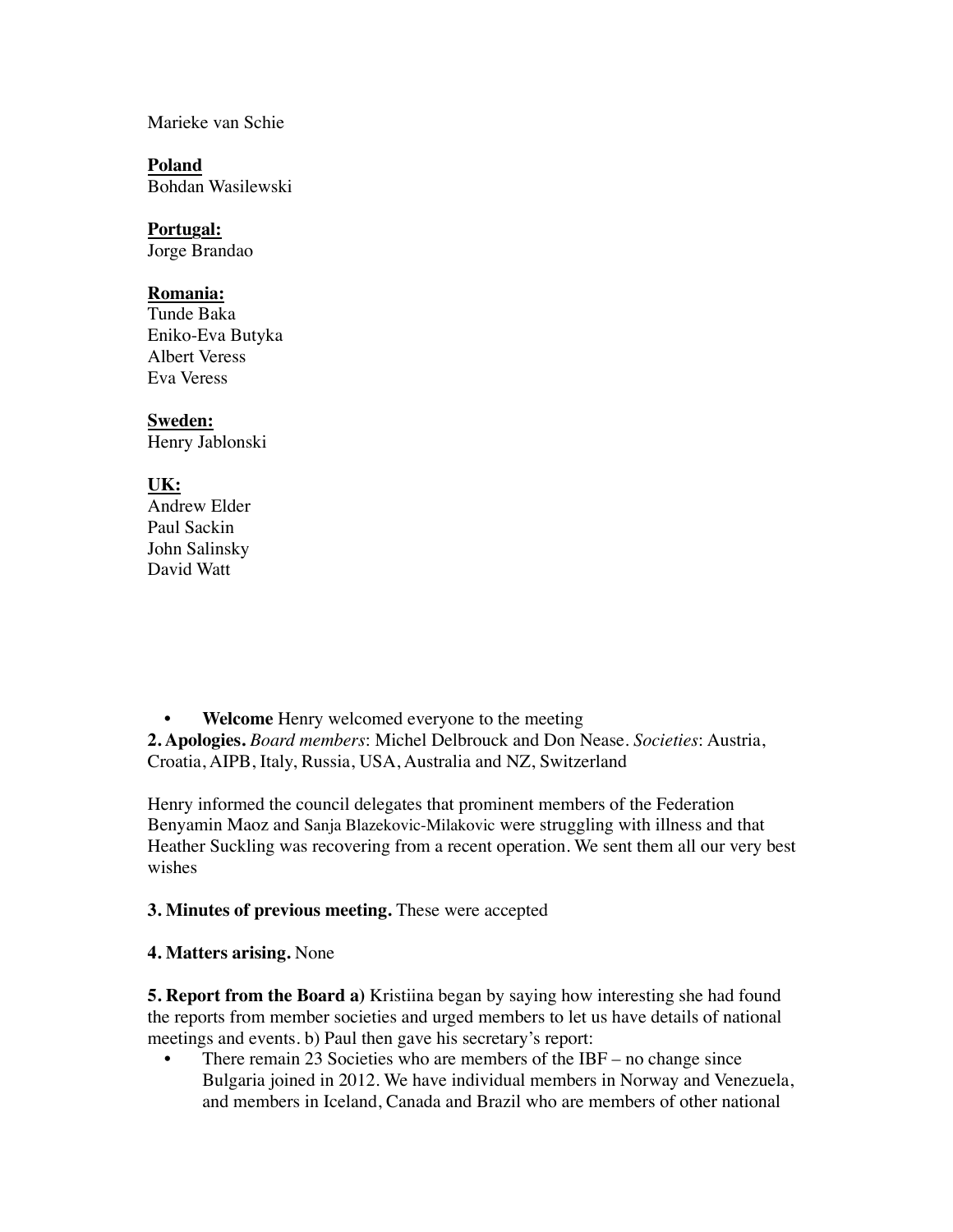Marieke van Schie

**Poland**
Bohdan Wasilewski

**Portugal:**
Jorge Brandao

**Romania:**
Tunde Baka
Eniko-Eva Butyka
Albert Veress
Eva Veress

**Sweden:**
Henry Jablonski

**UK:**
Andrew Elder
Paul Sackin
John Salinsky
David Watt

- **Welcome** Henry welcomed everyone to the meeting

**2. Apologies.** *Board members*: Michel Delbrouck and Don Nease. *Societies*: Austria, Croatia, AIPB, Italy, Russia, USA, Australia and NZ, Switzerland

Henry informed the council delegates that prominent members of the Federation Benyamin Maoz and Sanja Blazekovic-Milakovic were struggling with illness and that Heather Suckling was recovering from a recent operation. We sent them all our very best wishes

**3. Minutes of previous meeting.** These were accepted

**4. Matters arising.** None

**5. Report from the Board a)** Kristiina began by saying how interesting she had found the reports from member societies and urged members to let us have details of national meetings and events. b) Paul then gave his secretary's report:

- There remain 23 Societies who are members of the IBF – no change since Bulgaria joined in 2012. We have individual members in Norway and Venezuela, and members in Iceland, Canada and Brazil who are members of other national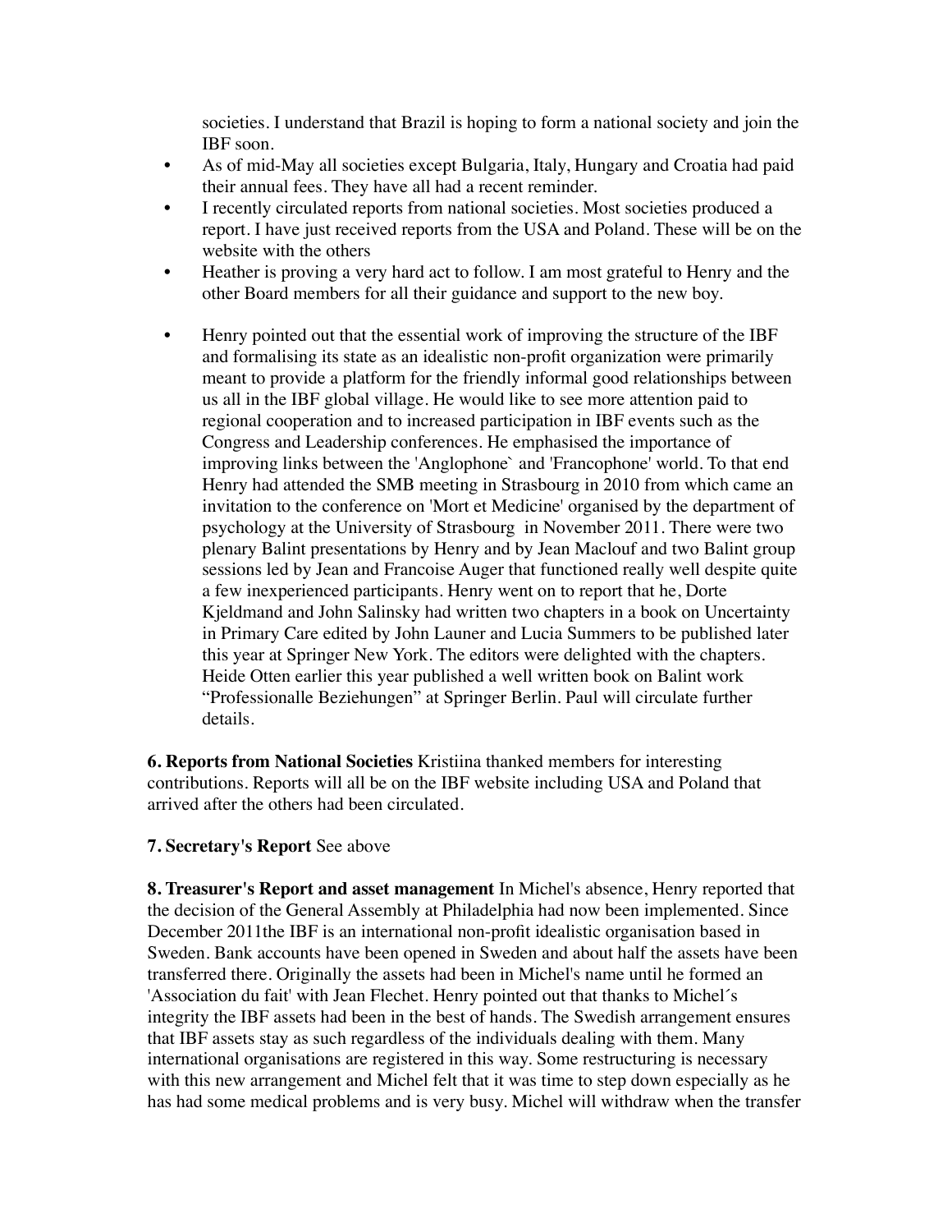societies. I understand that Brazil is hoping to form a national society and join the IBF soon.

- As of mid-May all societies except Bulgaria, Italy, Hungary and Croatia had paid their annual fees. They have all had a recent reminder.
- I recently circulated reports from national societies. Most societies produced a report. I have just received reports from the USA and Poland. These will be on the website with the others
- Heather is proving a very hard act to follow. I am most grateful to Henry and the other Board members for all their guidance and support to the new boy.

- Henry pointed out that the essential work of improving the structure of the IBF and formalising its state as an idealistic non-profit organization were primarily meant to provide a platform for the friendly informal good relationships between us all in the IBF global village. He would like to see more attention paid to regional cooperation and to increased participation in IBF events such as the Congress and Leadership conferences. He emphasised the importance of improving links between the 'Anglophone` and 'Francophone' world. To that end Henry had attended the SMB meeting in Strasbourg in 2010 from which came an invitation to the conference on 'Mort et Medicine' organised by the department of psychology at the University of Strasbourg in November 2011. There were two plenary Balint presentations by Henry and by Jean Maclouf and two Balint group sessions led by Jean and Francoise Auger that functioned really well despite quite a few inexperienced participants. Henry went on to report that he, Dorte Kjeldmand and John Salinsky had written two chapters in a book on Uncertainty in Primary Care edited by John Launer and Lucia Summers to be published later this year at Springer New York. The editors were delighted with the chapters. Heide Otten earlier this year published a well written book on Balint work "Professionalle Beziehungen" at Springer Berlin. Paul will circulate further details.

**6. Reports from National Societies** Kristiina thanked members for interesting contributions. Reports will all be on the IBF website including USA and Poland that arrived after the others had been circulated.

**7. Secretary's Report** See above

**8. Treasurer's Report and asset management** In Michel's absence, Henry reported that the decision of the General Assembly at Philadelphia had now been implemented. Since December 2011the IBF is an international non-profit idealistic organisation based in Sweden. Bank accounts have been opened in Sweden and about half the assets have been transferred there. Originally the assets had been in Michel's name until he formed an 'Association du fait' with Jean Flechet. Henry pointed out that thanks to Michel´s integrity the IBF assets had been in the best of hands. The Swedish arrangement ensures that IBF assets stay as such regardless of the individuals dealing with them. Many international organisations are registered in this way. Some restructuring is necessary with this new arrangement and Michel felt that it was time to step down especially as he has had some medical problems and is very busy. Michel will withdraw when the transfer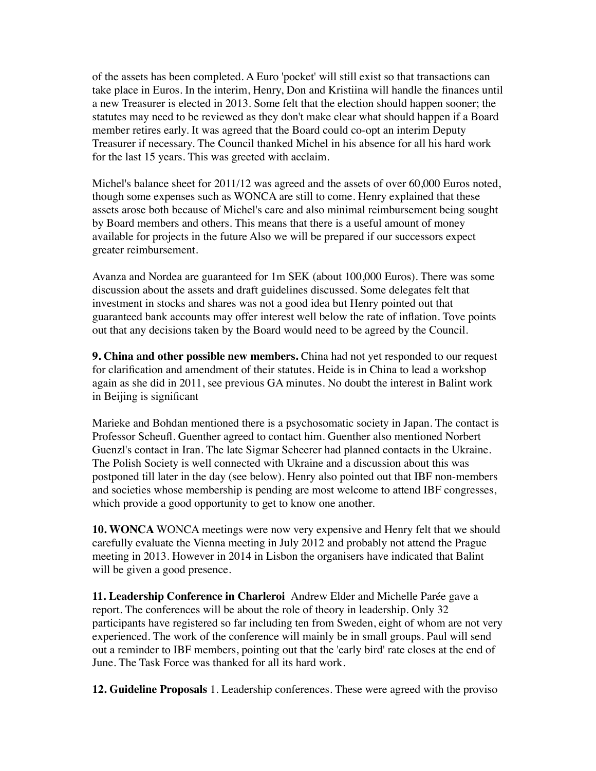of the assets has been completed. A Euro 'pocket' will still exist so that transactions can take place in Euros. In the interim, Henry, Don and Kristiina will handle the finances until a new Treasurer is elected in 2013. Some felt that the election should happen sooner; the statutes may need to be reviewed as they don't make clear what should happen if a Board member retires early. It was agreed that the Board could co-opt an interim Deputy Treasurer if necessary. The Council thanked Michel in his absence for all his hard work for the last 15 years. This was greeted with acclaim.

Michel's balance sheet for 2011/12 was agreed and the assets of over 60,000 Euros noted, though some expenses such as WONCA are still to come. Henry explained that these assets arose both because of Michel's care and also minimal reimbursement being sought by Board members and others. This means that there is a useful amount of money available for projects in the future Also we will be prepared if our successors expect greater reimbursement.

Avanza and Nordea are guaranteed for 1m SEK (about 100,000 Euros). There was some discussion about the assets and draft guidelines discussed. Some delegates felt that investment in stocks and shares was not a good idea but Henry pointed out that guaranteed bank accounts may offer interest well below the rate of inflation. Tove points out that any decisions taken by the Board would need to be agreed by the Council.

**9. China and other possible new members.** China had not yet responded to our request for clarification and amendment of their statutes. Heide is in China to lead a workshop again as she did in 2011, see previous GA minutes. No doubt the interest in Balint work in Beijing is significant

Marieke and Bohdan mentioned there is a psychosomatic society in Japan. The contact is Professor Scheufl. Guenther agreed to contact him. Guenther also mentioned Norbert Guenzl's contact in Iran. The late Sigmar Scheerer had planned contacts in the Ukraine. The Polish Society is well connected with Ukraine and a discussion about this was postponed till later in the day (see below). Henry also pointed out that IBF non-members and societies whose membership is pending are most welcome to attend IBF congresses, which provide a good opportunity to get to know one another.

**10. WONCA** WONCA meetings were now very expensive and Henry felt that we should carefully evaluate the Vienna meeting in July 2012 and probably not attend the Prague meeting in 2013. However in 2014 in Lisbon the organisers have indicated that Balint will be given a good presence.

**11. Leadership Conference in Charleroi** Andrew Elder and Michelle Parée gave a report. The conferences will be about the role of theory in leadership. Only 32 participants have registered so far including ten from Sweden, eight of whom are not very experienced. The work of the conference will mainly be in small groups. Paul will send out a reminder to IBF members, pointing out that the 'early bird' rate closes at the end of June. The Task Force was thanked for all its hard work.

**12. Guideline Proposals** 1. Leadership conferences. These were agreed with the proviso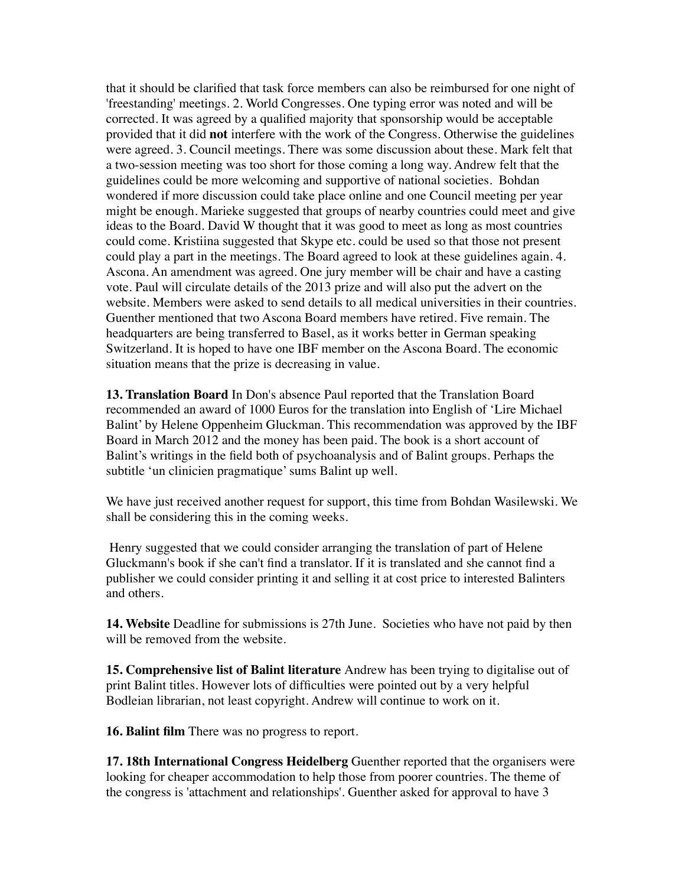that it should be clarified that task force members can also be reimbursed for one night of 'freestanding' meetings. 2. World Congresses. One typing error was noted and will be corrected. It was agreed by a qualified majority that sponsorship would be acceptable provided that it did **not** interfere with the work of the Congress. Otherwise the guidelines were agreed. 3. Council meetings. There was some discussion about these. Mark felt that a two-session meeting was too short for those coming a long way. Andrew felt that the guidelines could be more welcoming and supportive of national societies. Bohdan wondered if more discussion could take place online and one Council meeting per year might be enough. Marieke suggested that groups of nearby countries could meet and give ideas to the Board. David W thought that it was good to meet as long as most countries could come. Kristiina suggested that Skype etc. could be used so that those not present could play a part in the meetings. The Board agreed to look at these guidelines again. 4. Ascona. An amendment was agreed. One jury member will be chair and have a casting vote. Paul will circulate details of the 2013 prize and will also put the advert on the website. Members were asked to send details to all medical universities in their countries. Guenther mentioned that two Ascona Board members have retired. Five remain. The headquarters are being transferred to Basel, as it works better in German speaking Switzerland. It is hoped to have one IBF member on the Ascona Board. The economic situation means that the prize is decreasing in value.

**13. Translation Board** In Don's absence Paul reported that the Translation Board recommended an award of 1000 Euros for the translation into English of 'Lire Michael Balint' by Helene Oppenheim Gluckman. This recommendation was approved by the IBF Board in March 2012 and the money has been paid. The book is a short account of Balint's writings in the field both of psychoanalysis and of Balint groups. Perhaps the subtitle 'un clinicien pragmatique' sums Balint up well.

We have just received another request for support, this time from Bohdan Wasilewski. We shall be considering this in the coming weeks.

Henry suggested that we could consider arranging the translation of part of Helene Gluckmann's book if she can't find a translator. If it is translated and she cannot find a publisher we could consider printing it and selling it at cost price to interested Balinters and others.

**14. Website** Deadline for submissions is 27th June. Societies who have not paid by then will be removed from the website.

**15. Comprehensive list of Balint literature** Andrew has been trying to digitalise out of print Balint titles. However lots of difficulties were pointed out by a very helpful Bodleian librarian, not least copyright. Andrew will continue to work on it.

**16. Balint film** There was no progress to report.

**17. 18th International Congress Heidelberg** Guenther reported that the organisers were looking for cheaper accommodation to help those from poorer countries. The theme of the congress is 'attachment and relationships'. Guenther asked for approval to have 3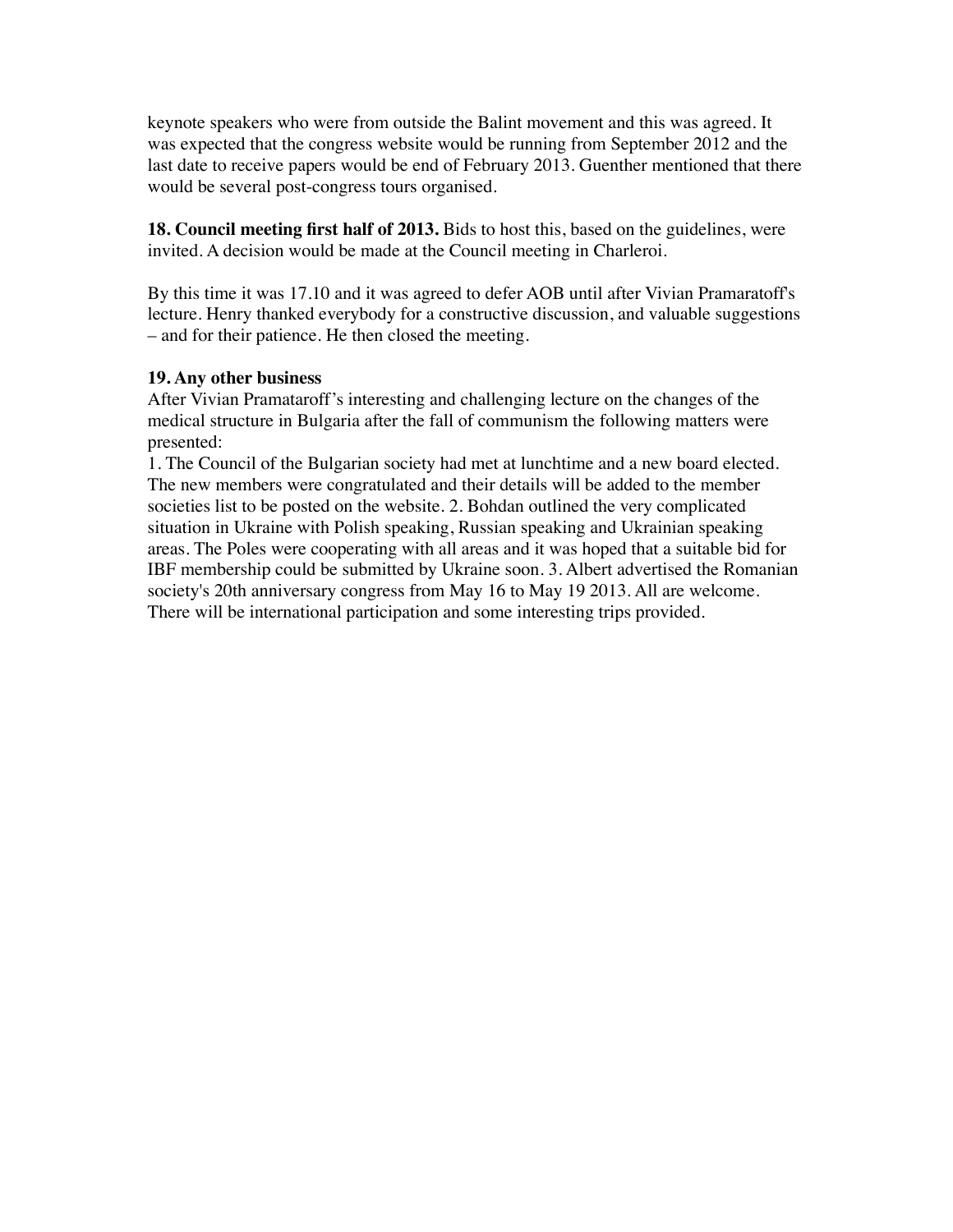keynote speakers who were from outside the Balint movement and this was agreed. It was expected that the congress website would be running from September 2012 and the last date to receive papers would be end of February 2013. Guenther mentioned that there would be several post-congress tours organised.

**18. Council meeting first half of 2013.** Bids to host this, based on the guidelines, were invited. A decision would be made at the Council meeting in Charleroi.

By this time it was 17.10 and it was agreed to defer AOB until after Vivian Pramaratoff's lecture. Henry thanked everybody for a constructive discussion, and valuable suggestions – and for their patience. He then closed the meeting.

**19. Any other business**

After Vivian Pramataroff's interesting and challenging lecture on the changes of the medical structure in Bulgaria after the fall of communism the following matters were presented:

1. The Council of the Bulgarian society had met at lunchtime and a new board elected. The new members were congratulated and their details will be added to the member societies list to be posted on the website. 2. Bohdan outlined the very complicated situation in Ukraine with Polish speaking, Russian speaking and Ukrainian speaking areas. The Poles were cooperating with all areas and it was hoped that a suitable bid for IBF membership could be submitted by Ukraine soon. 3. Albert advertised the Romanian society's 20th anniversary congress from May 16 to May 19 2013. All are welcome. There will be international participation and some interesting trips provided.